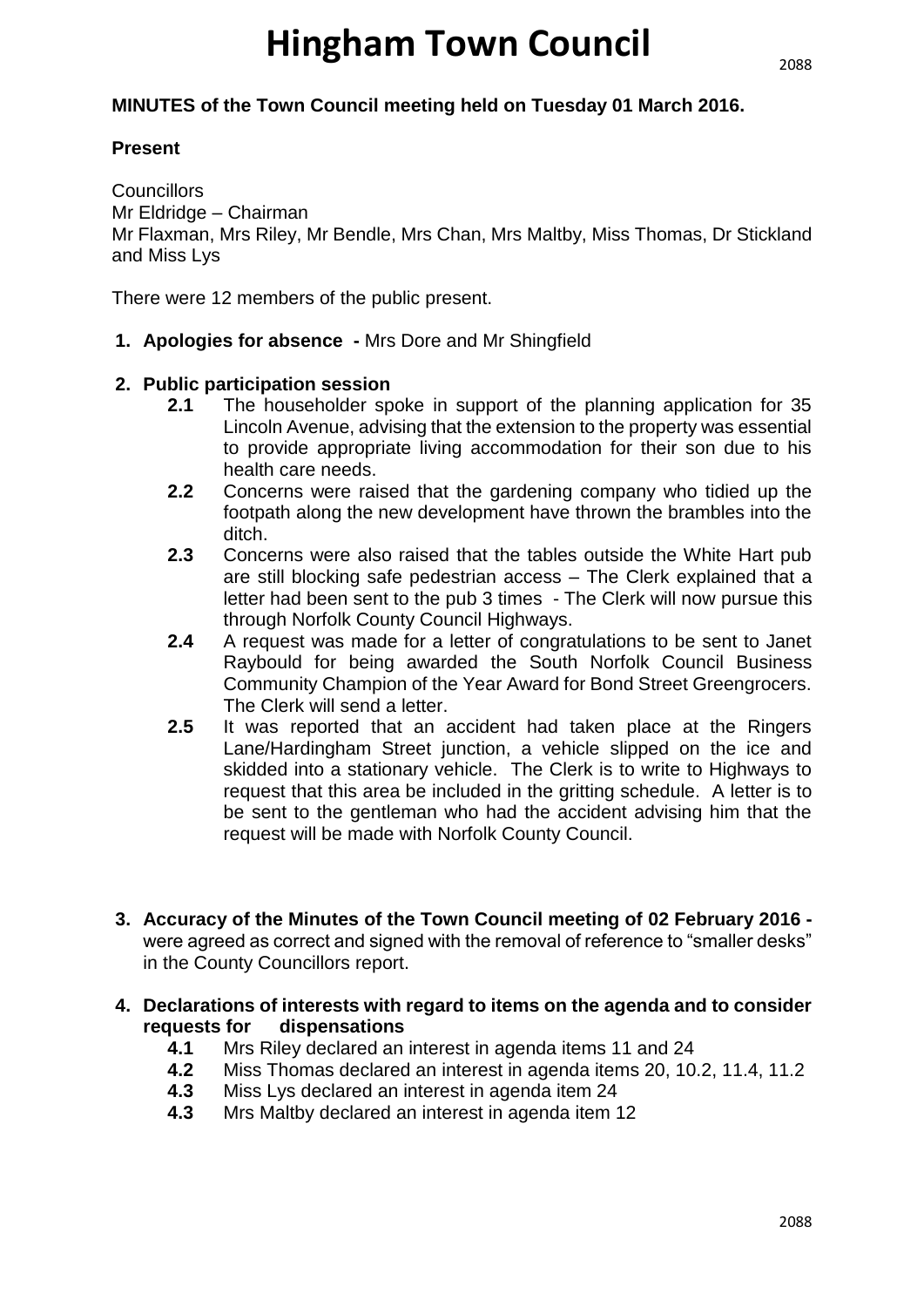# Hingham Town Council

**MINUTES of the Town Council meeting held on Tuesday 01 March 2016.**

**Present**

Councillors
Mr Eldridge – Chairman
Mr Flaxman, Mrs Riley, Mr Bendle, Mrs Chan, Mrs Maltby, Miss Thomas, Dr Stickland and Miss Lys

There were 12 members of the public present.

1. **Apologies for absence -** Mrs Dore and Mr Shingfield

2. **Public participation session**
   - **2.1** The householder spoke in support of the planning application for 35 Lincoln Avenue, advising that the extension to the property was essential to provide appropriate living accommodation for their son due to his health care needs.
   - **2.2** Concerns were raised that the gardening company who tidied up the footpath along the new development have thrown the brambles into the ditch.
   - **2.3** Concerns were also raised that the tables outside the White Hart pub are still blocking safe pedestrian access – The Clerk explained that a letter had been sent to the pub 3 times - The Clerk will now pursue this through Norfolk County Council Highways.
   - **2.4** A request was made for a letter of congratulations to be sent to Janet Raybould for being awarded the South Norfolk Council Business Community Champion of the Year Award for Bond Street Greengrocers. The Clerk will send a letter.
   - **2.5** It was reported that an accident had taken place at the Ringers Lane/Hardingham Street junction, a vehicle slipped on the ice and skidded into a stationary vehicle. The Clerk is to write to Highways to request that this area be included in the gritting schedule. A letter is to be sent to the gentleman who had the accident advising him that the request will be made with Norfolk County Council.

3. **Accuracy of the Minutes of the Town Council meeting of 02 February 2016 -** were agreed as correct and signed with the removal of reference to "smaller desks" in the County Councillors report.

4. **Declarations of interests with regard to items on the agenda and to consider requests for dispensations**
   - **4.1** Mrs Riley declared an interest in agenda items 11 and 24
   - **4.2** Miss Thomas declared an interest in agenda items 20, 10.2, 11.4, 11.2
   - **4.3** Miss Lys declared an interest in agenda item 24
   - **4.3** Mrs Maltby declared an interest in agenda item 12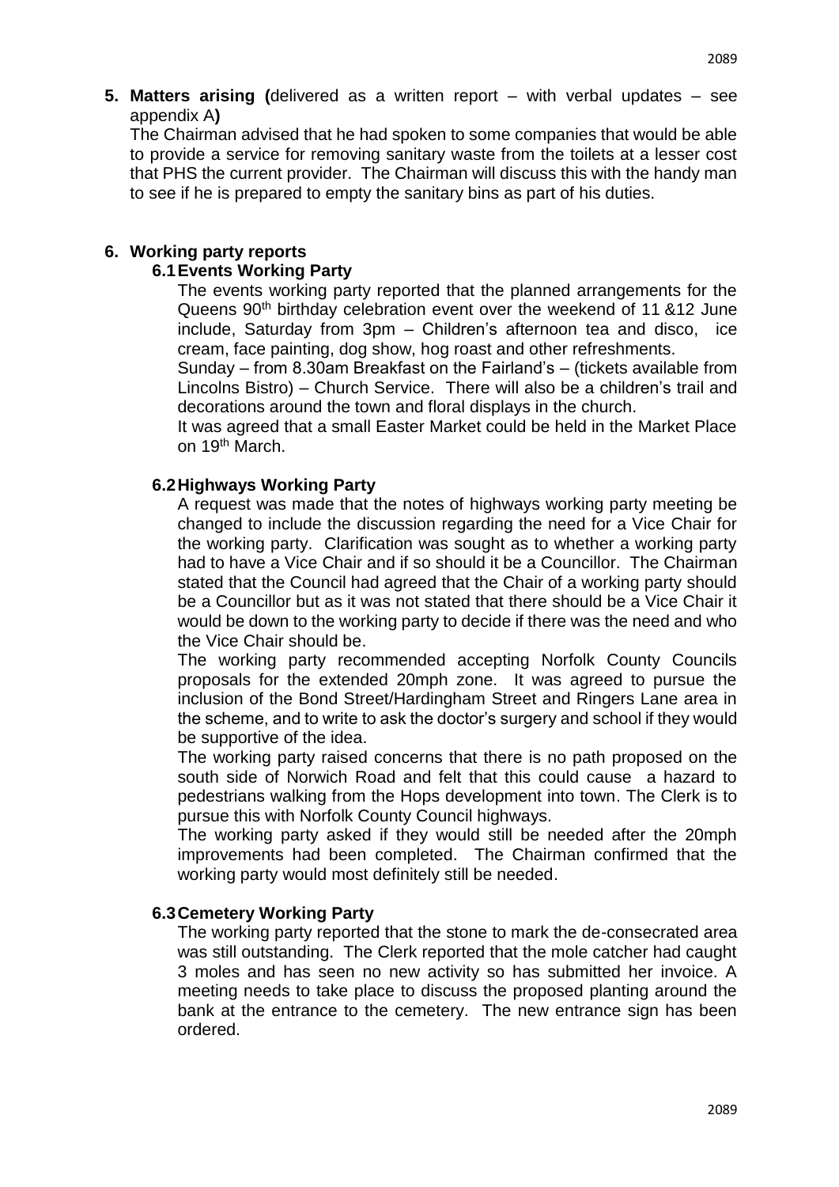**5. Matters arising (**delivered as a written report – with verbal updates – see appendix A**)**

The Chairman advised that he had spoken to some companies that would be able to provide a service for removing sanitary waste from the toilets at a lesser cost that PHS the current provider. The Chairman will discuss this with the handy man to see if he is prepared to empty the sanitary bins as part of his duties.

**6. Working party reports**

**6.1 Events Working Party**

The events working party reported that the planned arrangements for the Queens 90th birthday celebration event over the weekend of 11 &12 June include, Saturday from 3pm – Children's afternoon tea and disco, ice cream, face painting, dog show, hog roast and other refreshments.

Sunday – from 8.30am Breakfast on the Fairland's – (tickets available from Lincolns Bistro) – Church Service. There will also be a children's trail and decorations around the town and floral displays in the church.

It was agreed that a small Easter Market could be held in the Market Place on 19th March.

**6.2 Highways Working Party**

A request was made that the notes of highways working party meeting be changed to include the discussion regarding the need for a Vice Chair for the working party. Clarification was sought as to whether a working party had to have a Vice Chair and if so should it be a Councillor. The Chairman stated that the Council had agreed that the Chair of a working party should be a Councillor but as it was not stated that there should be a Vice Chair it would be down to the working party to decide if there was the need and who the Vice Chair should be.

The working party recommended accepting Norfolk County Councils proposals for the extended 20mph zone. It was agreed to pursue the inclusion of the Bond Street/Hardingham Street and Ringers Lane area in the scheme, and to write to ask the doctor's surgery and school if they would be supportive of the idea.

The working party raised concerns that there is no path proposed on the south side of Norwich Road and felt that this could cause a hazard to pedestrians walking from the Hops development into town. The Clerk is to pursue this with Norfolk County Council highways.

The working party asked if they would still be needed after the 20mph improvements had been completed. The Chairman confirmed that the working party would most definitely still be needed.

**6.3 Cemetery Working Party**

The working party reported that the stone to mark the de-consecrated area was still outstanding. The Clerk reported that the mole catcher had caught 3 moles and has seen no new activity so has submitted her invoice. A meeting needs to take place to discuss the proposed planting around the bank at the entrance to the cemetery. The new entrance sign has been ordered.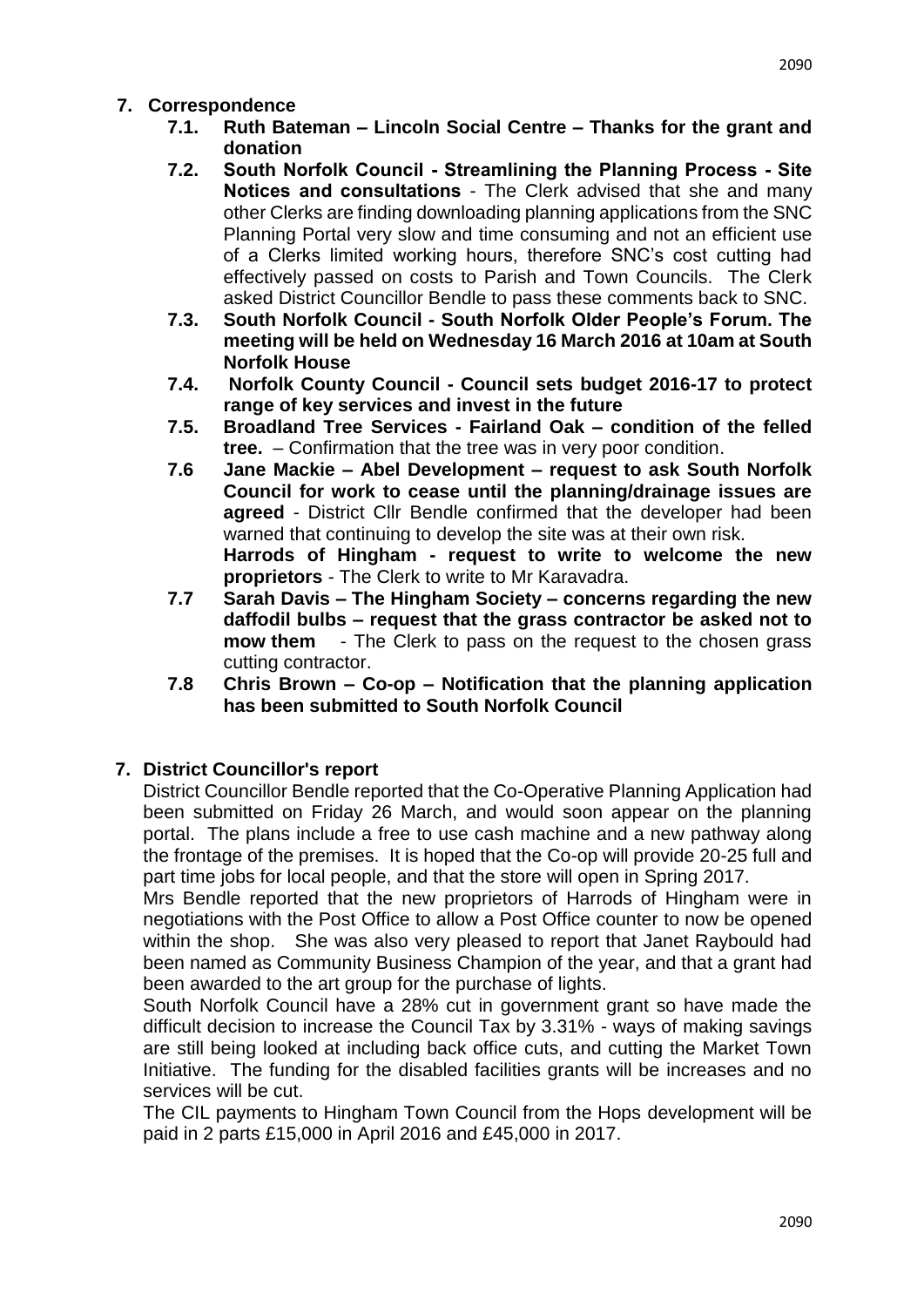## 7. Correspondence

- **7.1. Ruth Bateman – Lincoln Social Centre – Thanks for the grant and donation**
- **7.2. South Norfolk Council - Streamlining the Planning Process - Site Notices and consultations** - The Clerk advised that she and many other Clerks are finding downloading planning applications from the SNC Planning Portal very slow and time consuming and not an efficient use of a Clerks limited working hours, therefore SNC's cost cutting had effectively passed on costs to Parish and Town Councils. The Clerk asked District Councillor Bendle to pass these comments back to SNC.
- **7.3. South Norfolk Council - South Norfolk Older People's Forum. The meeting will be held on Wednesday 16 March 2016 at 10am at South Norfolk House**
- **7.4. Norfolk County Council - Council sets budget 2016-17 to protect range of key services and invest in the future**
- **7.5. Broadland Tree Services - Fairland Oak – condition of the felled tree.** – Confirmation that the tree was in very poor condition.
- **7.6 Jane Mackie – Abel Development – request to ask South Norfolk Council for work to cease until the planning/drainage issues are agreed** - District Cllr Bendle confirmed that the developer had been warned that continuing to develop the site was at their own risk.
  **Harrods of Hingham - request to write to welcome the new proprietors** - The Clerk to write to Mr Karavadra.
- **7.7 Sarah Davis – The Hingham Society – concerns regarding the new daffodil bulbs – request that the grass contractor be asked not to mow them** - The Clerk to pass on the request to the chosen grass cutting contractor.
- **7.8 Chris Brown – Co-op – Notification that the planning application has been submitted to South Norfolk Council**

## 7. District Councillor's report

District Councillor Bendle reported that the Co-Operative Planning Application had been submitted on Friday 26 March, and would soon appear on the planning portal. The plans include a free to use cash machine and a new pathway along the frontage of the premises. It is hoped that the Co-op will provide 20-25 full and part time jobs for local people, and that the store will open in Spring 2017.

Mrs Bendle reported that the new proprietors of Harrods of Hingham were in negotiations with the Post Office to allow a Post Office counter to now be opened within the shop. She was also very pleased to report that Janet Raybould had been named as Community Business Champion of the year, and that a grant had been awarded to the art group for the purchase of lights.

South Norfolk Council have a 28% cut in government grant so have made the difficult decision to increase the Council Tax by 3.31% - ways of making savings are still being looked at including back office cuts, and cutting the Market Town Initiative. The funding for the disabled facilities grants will be increases and no services will be cut.

The CIL payments to Hingham Town Council from the Hops development will be paid in 2 parts £15,000 in April 2016 and £45,000 in 2017.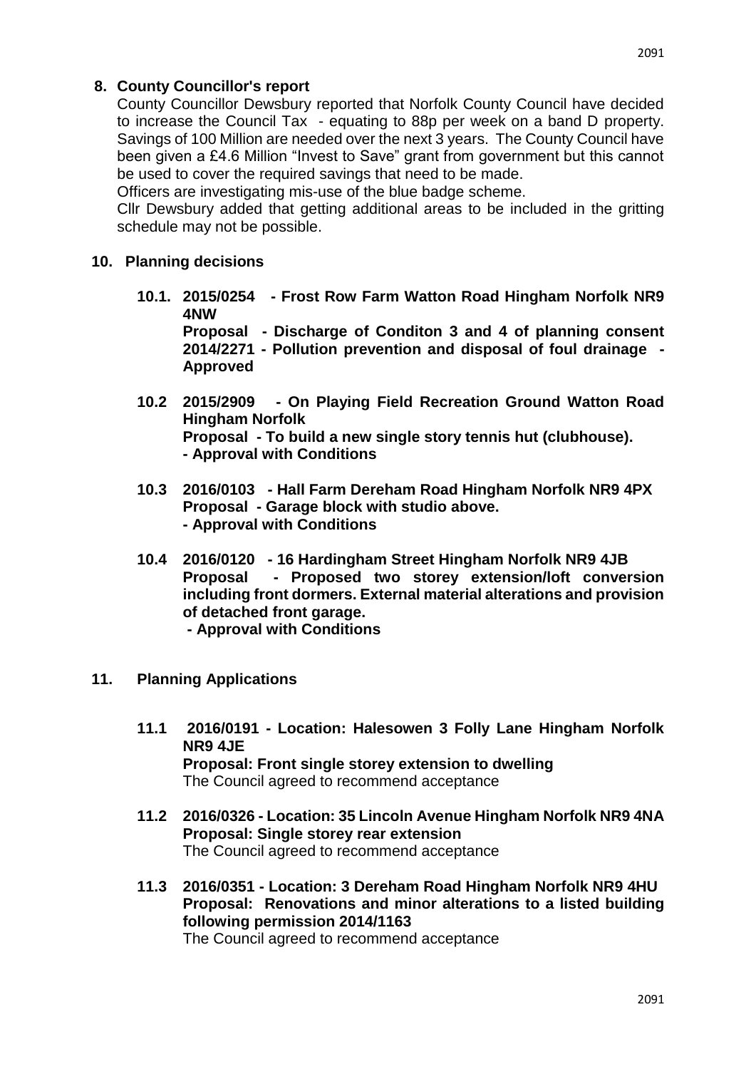**8. County Councillor's report**

County Councillor Dewsbury reported that Norfolk County Council have decided to increase the Council Tax - equating to 88p per week on a band D property. Savings of 100 Million are needed over the next 3 years. The County Council have been given a £4.6 Million "Invest to Save" grant from government but this cannot be used to cover the required savings that need to be made.

Officers are investigating mis-use of the blue badge scheme.

Cllr Dewsbury added that getting additional areas to be included in the gritting schedule may not be possible.

**10. Planning decisions**

**10.1. 2015/0254 - Frost Row Farm Watton Road Hingham Norfolk NR9 4NW**
**Proposal - Discharge of Conditon 3 and 4 of planning consent 2014/2271 - Pollution prevention and disposal of foul drainage - Approved**

**10.2 2015/2909 - On Playing Field Recreation Ground Watton Road Hingham Norfolk**
**Proposal - To build a new single story tennis hut (clubhouse).**
**- Approval with Conditions**

**10.3 2016/0103 - Hall Farm Dereham Road Hingham Norfolk NR9 4PX**
**Proposal - Garage block with studio above.**
**- Approval with Conditions**

**10.4 2016/0120 - 16 Hardingham Street Hingham Norfolk NR9 4JB**
**Proposal - Proposed two storey extension/loft conversion including front dormers. External material alterations and provision of detached front garage.**
**- Approval with Conditions**

**11. Planning Applications**

**11.1 2016/0191 - Location: Halesowen 3 Folly Lane Hingham Norfolk NR9 4JE**
**Proposal: Front single storey extension to dwelling**
The Council agreed to recommend acceptance

**11.2 2016/0326 - Location: 35 Lincoln Avenue Hingham Norfolk NR9 4NA**
**Proposal: Single storey rear extension**
The Council agreed to recommend acceptance

**11.3 2016/0351 - Location: 3 Dereham Road Hingham Norfolk NR9 4HU**
**Proposal: Renovations and minor alterations to a listed building following permission 2014/1163**
The Council agreed to recommend acceptance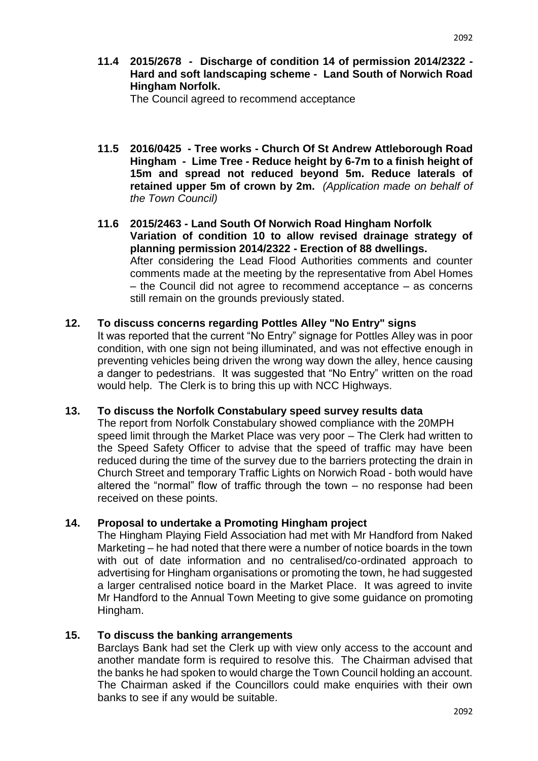**11.4 2015/2678 - Discharge of condition 14 of permission 2014/2322 - Hard and soft landscaping scheme - Land South of Norwich Road Hingham Norfolk.**

The Council agreed to recommend acceptance

**11.5 2016/0425 - Tree works - Church Of St Andrew Attleborough Road Hingham - Lime Tree - Reduce height by 6-7m to a finish height of 15m and spread not reduced beyond 5m. Reduce laterals of retained upper 5m of crown by 2m.** *(Application made on behalf of the Town Council)*

**11.6 2015/2463 - Land South Of Norwich Road Hingham Norfolk Variation of condition 10 to allow revised drainage strategy of planning permission 2014/2322 - Erection of 88 dwellings.**

After considering the Lead Flood Authorities comments and counter comments made at the meeting by the representative from Abel Homes – the Council did not agree to recommend acceptance – as concerns still remain on the grounds previously stated.

## 12. To discuss concerns regarding Pottles Alley "No Entry" signs

It was reported that the current "No Entry" signage for Pottles Alley was in poor condition, with one sign not being illuminated, and was not effective enough in preventing vehicles being driven the wrong way down the alley, hence causing a danger to pedestrians. It was suggested that "No Entry" written on the road would help. The Clerk is to bring this up with NCC Highways.

## 13. To discuss the Norfolk Constabulary speed survey results data

The report from Norfolk Constabulary showed compliance with the 20MPH speed limit through the Market Place was very poor – The Clerk had written to the Speed Safety Officer to advise that the speed of traffic may have been reduced during the time of the survey due to the barriers protecting the drain in Church Street and temporary Traffic Lights on Norwich Road - both would have altered the "normal" flow of traffic through the town – no response had been received on these points.

## 14. Proposal to undertake a Promoting Hingham project

The Hingham Playing Field Association had met with Mr Handford from Naked Marketing – he had noted that there were a number of notice boards in the town with out of date information and no centralised/co-ordinated approach to advertising for Hingham organisations or promoting the town, he had suggested a larger centralised notice board in the Market Place. It was agreed to invite Mr Handford to the Annual Town Meeting to give some guidance on promoting Hingham.

## 15. To discuss the banking arrangements

Barclays Bank had set the Clerk up with view only access to the account and another mandate form is required to resolve this. The Chairman advised that the banks he had spoken to would charge the Town Council holding an account. The Chairman asked if the Councillors could make enquiries with their own banks to see if any would be suitable.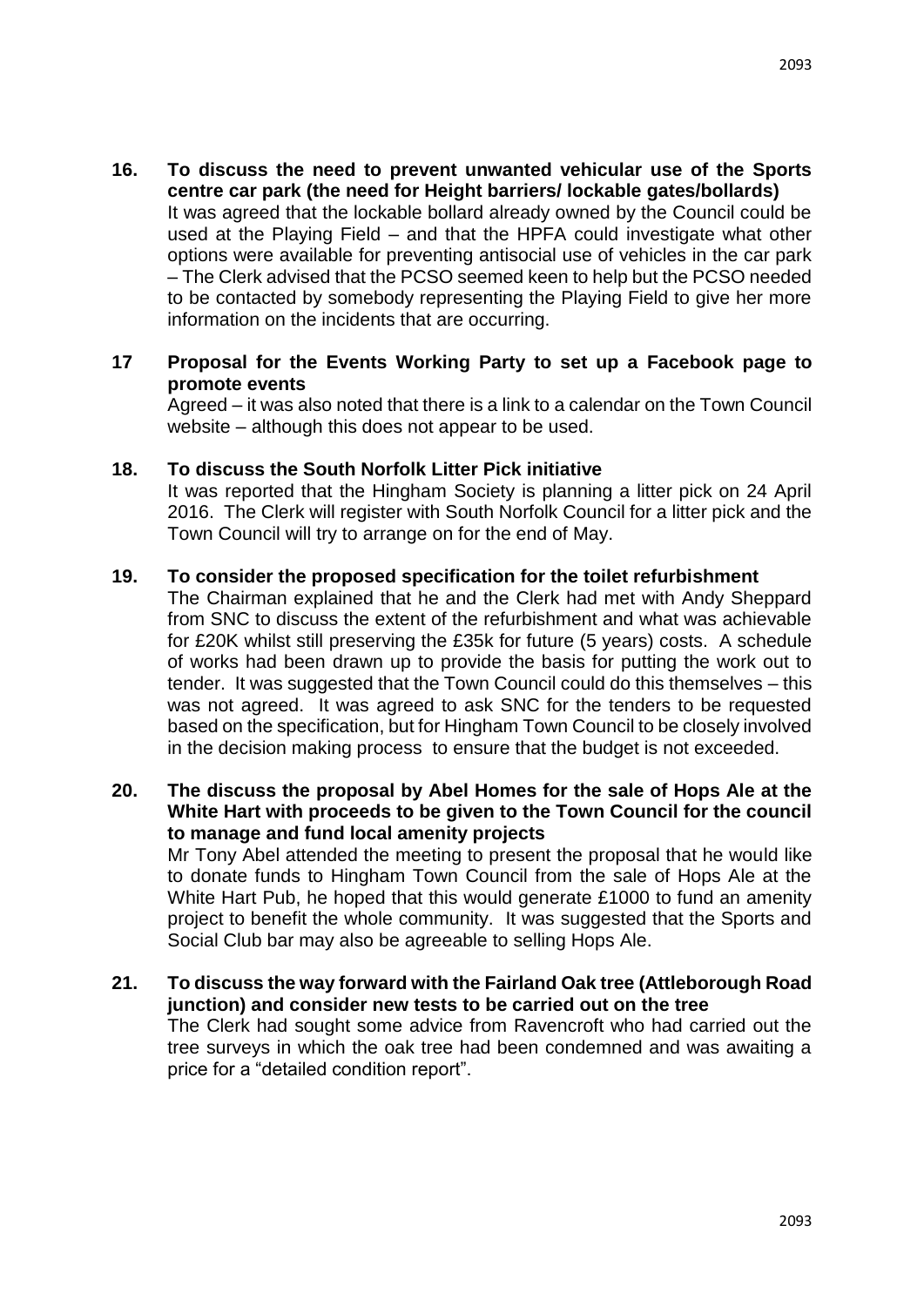**16. To discuss the need to prevent unwanted vehicular use of the Sports centre car park (the need for Height barriers/ lockable gates/bollards)**

It was agreed that the lockable bollard already owned by the Council could be used at the Playing Field – and that the HPFA could investigate what other options were available for preventing antisocial use of vehicles in the car park – The Clerk advised that the PCSO seemed keen to help but the PCSO needed to be contacted by somebody representing the Playing Field to give her more information on the incidents that are occurring.

**17 Proposal for the Events Working Party to set up a Facebook page to promote events**

Agreed – it was also noted that there is a link to a calendar on the Town Council website – although this does not appear to be used.

**18. To discuss the South Norfolk Litter Pick initiative**

It was reported that the Hingham Society is planning a litter pick on 24 April 2016. The Clerk will register with South Norfolk Council for a litter pick and the Town Council will try to arrange on for the end of May.

**19. To consider the proposed specification for the toilet refurbishment**

The Chairman explained that he and the Clerk had met with Andy Sheppard from SNC to discuss the extent of the refurbishment and what was achievable for £20K whilst still preserving the £35k for future (5 years) costs. A schedule of works had been drawn up to provide the basis for putting the work out to tender. It was suggested that the Town Council could do this themselves – this was not agreed. It was agreed to ask SNC for the tenders to be requested based on the specification, but for Hingham Town Council to be closely involved in the decision making process to ensure that the budget is not exceeded.

**20. The discuss the proposal by Abel Homes for the sale of Hops Ale at the White Hart with proceeds to be given to the Town Council for the council to manage and fund local amenity projects**

Mr Tony Abel attended the meeting to present the proposal that he would like to donate funds to Hingham Town Council from the sale of Hops Ale at the White Hart Pub, he hoped that this would generate £1000 to fund an amenity project to benefit the whole community. It was suggested that the Sports and Social Club bar may also be agreeable to selling Hops Ale.

**21. To discuss the way forward with the Fairland Oak tree (Attleborough Road junction) and consider new tests to be carried out on the tree**

The Clerk had sought some advice from Ravencroft who had carried out the tree surveys in which the oak tree had been condemned and was awaiting a price for a "detailed condition report".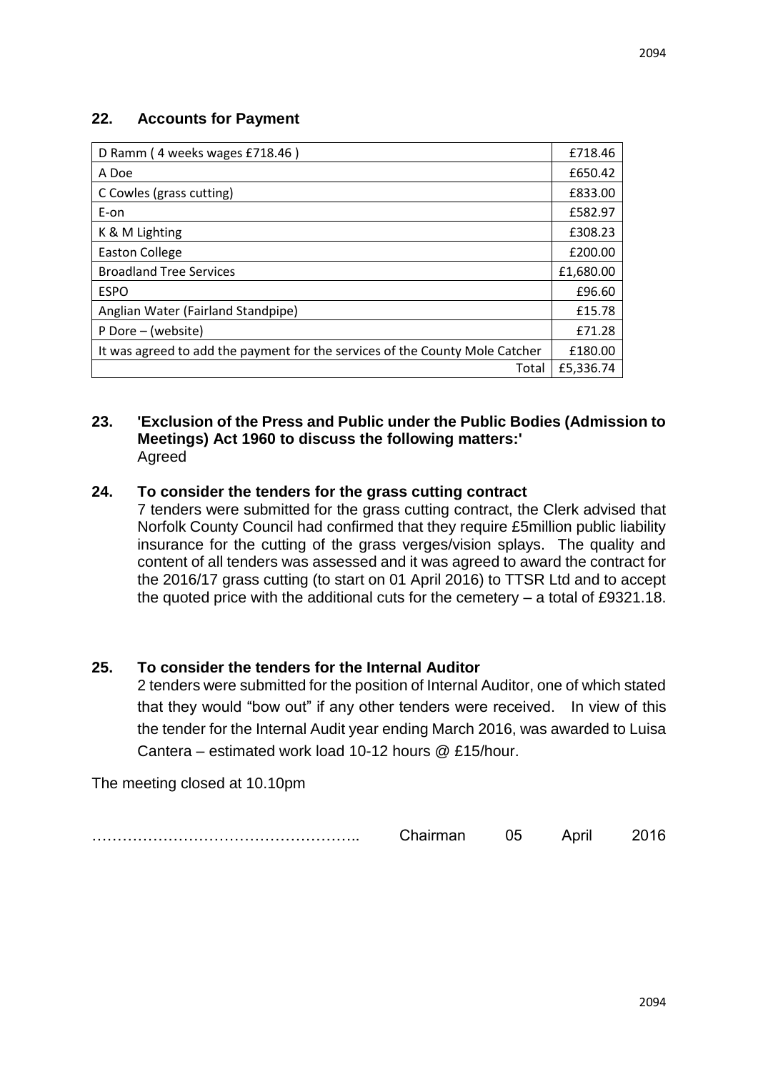## 22. Accounts for Payment

| | |
|---|---|
| D Ramm ( 4 weeks wages £718.46 ) | £718.46 |
| A Doe | £650.42 |
| C Cowles (grass cutting) | £833.00 |
| E-on | £582.97 |
| K & M Lighting | £308.23 |
| Easton College | £200.00 |
| Broadland Tree Services | £1,680.00 |
| ESPO | £96.60 |
| Anglian Water (Fairland Standpipe) | £15.78 |
| P Dore – (website) | £71.28 |
| It was agreed to add the payment for the services of the County Mole Catcher | £180.00 |
| Total | £5,336.74 |

## 23. 'Exclusion of the Press and Public under the Public Bodies (Admission to Meetings) Act 1960 to discuss the following matters:'

Agreed

## 24. To consider the tenders for the grass cutting contract

7 tenders were submitted for the grass cutting contract, the Clerk advised that Norfolk County Council had confirmed that they require £5million public liability insurance for the cutting of the grass verges/vision splays. The quality and content of all tenders was assessed and it was agreed to award the contract for the 2016/17 grass cutting (to start on 01 April 2016) to TTSR Ltd and to accept the quoted price with the additional cuts for the cemetery – a total of £9321.18.

## 25. To consider the tenders for the Internal Auditor

2 tenders were submitted for the position of Internal Auditor, one of which stated that they would "bow out" if any other tenders were received. In view of this the tender for the Internal Audit year ending March 2016, was awarded to Luisa Cantera – estimated work load 10-12 hours @ £15/hour.

The meeting closed at 10.10pm

…………………………………………….. Chairman 05 April 2016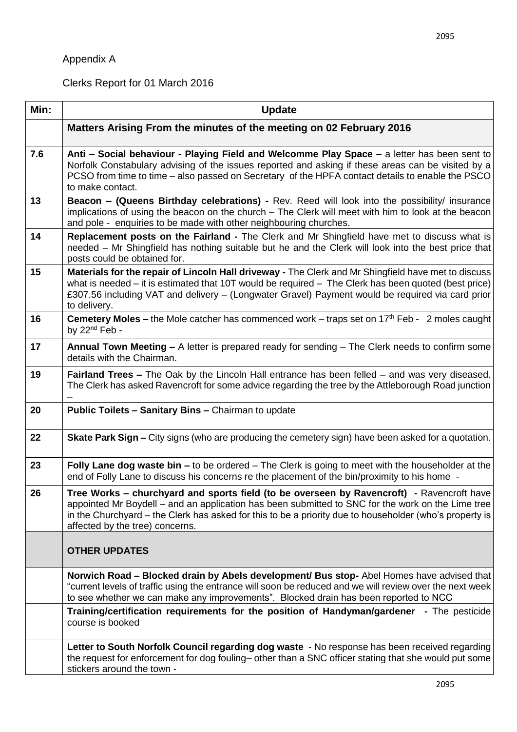Appendix A

Clerks Report for 01 March 2016

| Min: | Update |
|---|---|
| | **Matters Arising From the minutes of the meeting on 02 February 2016** |
| 7.6 | **Anti – Social behaviour - Playing Field and Welcomme Play Space –** a letter has been sent to Norfolk Constabulary advising of the issues reported and asking if these areas can be visited by a PCSO from time to time – also passed on Secretary of the HPFA contact details to enable the PSCO to make contact. |
| 13 | **Beacon – (Queens Birthday celebrations) -** Rev. Reed will look into the possibility/ insurance implications of using the beacon on the church – The Clerk will meet with him to look at the beacon and pole - enquiries to be made with other neighbouring churches. |
| 14 | **Replacement posts on the Fairland -** The Clerk and Mr Shingfield have met to discuss what is needed – Mr Shingfield has nothing suitable but he and the Clerk will look into the best price that posts could be obtained for. |
| 15 | **Materials for the repair of Lincoln Hall driveway -** The Clerk and Mr Shingfield have met to discuss what is needed – it is estimated that 10T would be required – The Clerk has been quoted (best price) £307.56 including VAT and delivery – (Longwater Gravel) Payment would be required via card prior to delivery. |
| 16 | **Cemetery Moles –** the Mole catcher has commenced work – traps set on 17th Feb - 2 moles caught by 22nd Feb - |
| 17 | **Annual Town Meeting –** A letter is prepared ready for sending – The Clerk needs to confirm some details with the Chairman. |
| 19 | **Fairland Trees –** The Oak by the Lincoln Hall entrance has been felled – and was very diseased. The Clerk has asked Ravencroft for some advice regarding the tree by the Attleborough Road junction – |
| 20 | **Public Toilets – Sanitary Bins –** Chairman to update |
| 22 | **Skate Park Sign –** City signs (who are producing the cemetery sign) have been asked for a quotation. |
| 23 | **Folly Lane dog waste bin –** to be ordered – The Clerk is going to meet with the householder at the end of Folly Lane to discuss his concerns re the placement of the bin/proximity to his home - |
| 26 | **Tree Works – churchyard and sports field (to be overseen by Ravencroft) -** Ravencroft have appointed Mr Boydell – and an application has been submitted to SNC for the work on the Lime tree in the Churchyard – the Clerk has asked for this to be a priority due to householder (who's property is affected by the tree) concerns. |
| | **OTHER UPDATES** |
| | **Norwich Road – Blocked drain by Abels development/ Bus stop-** Abel Homes have advised that "current levels of traffic using the entrance will soon be reduced and we will review over the next week to see whether we can make any improvements". Blocked drain has been reported to NCC |
| | **Training/certification requirements for the position of Handyman/gardener -** The pesticide course is booked |
| | **Letter to South Norfolk Council regarding dog waste** - No response has been received regarding the request for enforcement for dog fouling– other than a SNC officer stating that she would put some stickers around the town - |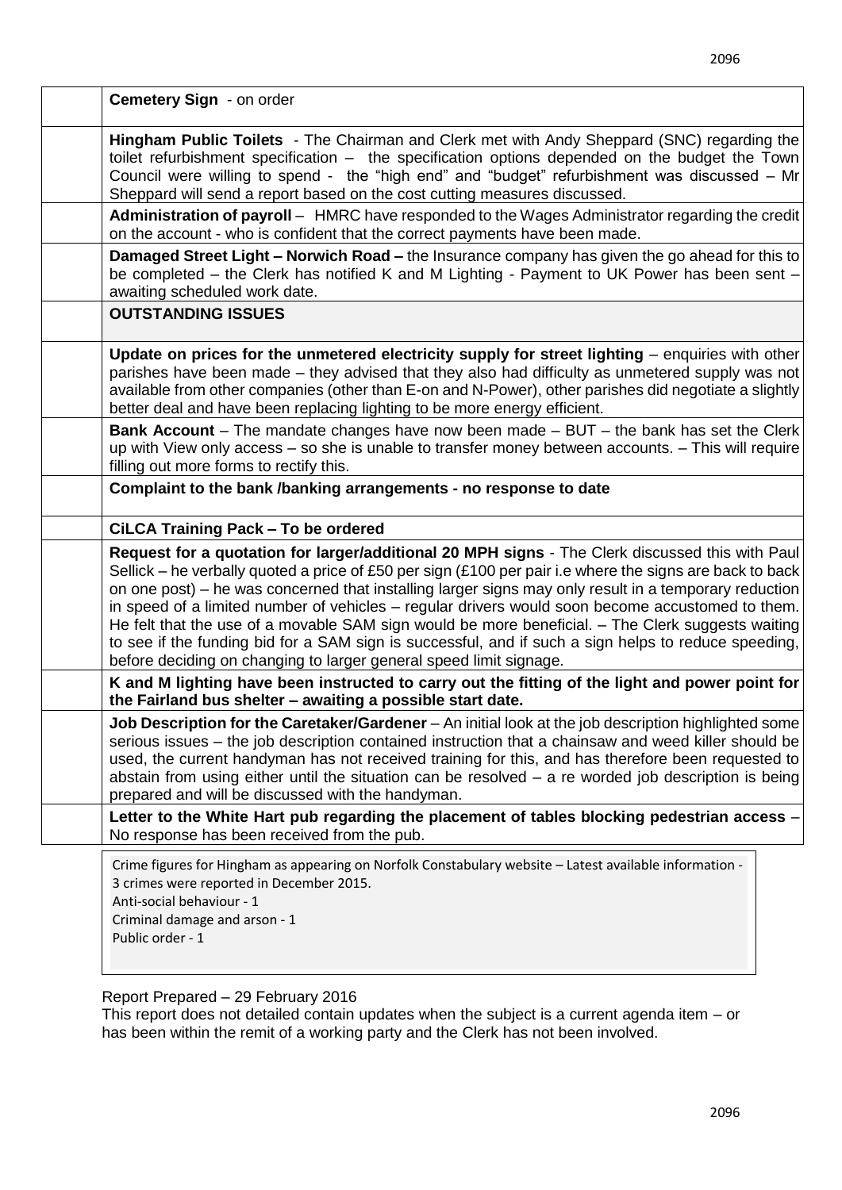| | |
|---|---|
| | **Cemetery Sign** - on order |
| | **Hingham Public Toilets** - The Chairman and Clerk met with Andy Sheppard (SNC) regarding the toilet refurbishment specification – the specification options depended on the budget the Town Council were willing to spend - the "high end" and "budget" refurbishment was discussed – Mr Sheppard will send a report based on the cost cutting measures discussed. |
| | **Administration of payroll** – HMRC have responded to the Wages Administrator regarding the credit on the account - who is confident that the correct payments have been made. |
| | **Damaged Street Light – Norwich Road –** the Insurance company has given the go ahead for this to be completed – the Clerk has notified K and M Lighting - Payment to UK Power has been sent – awaiting scheduled work date. |
| | **OUTSTANDING ISSUES** |
| | **Update on prices for the unmetered electricity supply for street lighting** – enquiries with other parishes have been made – they advised that they also had difficulty as unmetered supply was not available from other companies (other than E-on and N-Power), other parishes did negotiate a slightly better deal and have been replacing lighting to be more energy efficient. |
| | **Bank Account** – The mandate changes have now been made – BUT – the bank has set the Clerk up with View only access – so she is unable to transfer money between accounts. – This will require filling out more forms to rectify this. |
| | **Complaint to the bank /banking arrangements - no response to date** |
| | **CiLCA Training Pack – To be ordered** |
| | **Request for a quotation for larger/additional 20 MPH signs** - The Clerk discussed this with Paul Sellick – he verbally quoted a price of £50 per sign (£100 per pair i.e where the signs are back to back on one post) – he was concerned that installing larger signs may only result in a temporary reduction in speed of a limited number of vehicles – regular drivers would soon become accustomed to them. He felt that the use of a movable SAM sign would be more beneficial. – The Clerk suggests waiting to see if the funding bid for a SAM sign is successful, and if such a sign helps to reduce speeding, before deciding on changing to larger general speed limit signage. |
| | **K and M lighting have been instructed to carry out the fitting of the light and power point for the Fairland bus shelter – awaiting a possible start date.** |
| | **Job Description for the Caretaker/Gardener** – An initial look at the job description highlighted some serious issues – the job description contained instruction that a chainsaw and weed killer should be used, the current handyman has not received training for this, and has therefore been requested to abstain from using either until the situation can be resolved – a re worded job description is being prepared and will be discussed with the handyman. |
| | **Letter to the White Hart pub regarding the placement of tables blocking pedestrian access** – No response has been received from the pub. |

Crime figures for Hingham as appearing on Norfolk Constabulary website – Latest available information - 3 crimes were reported in December 2015.
Anti-social behaviour - 1
Criminal damage and arson - 1
Public order - 1

Report Prepared – 29 February 2016
This report does not detailed contain updates when the subject is a current agenda item – or has been within the remit of a working party and the Clerk has not been involved.